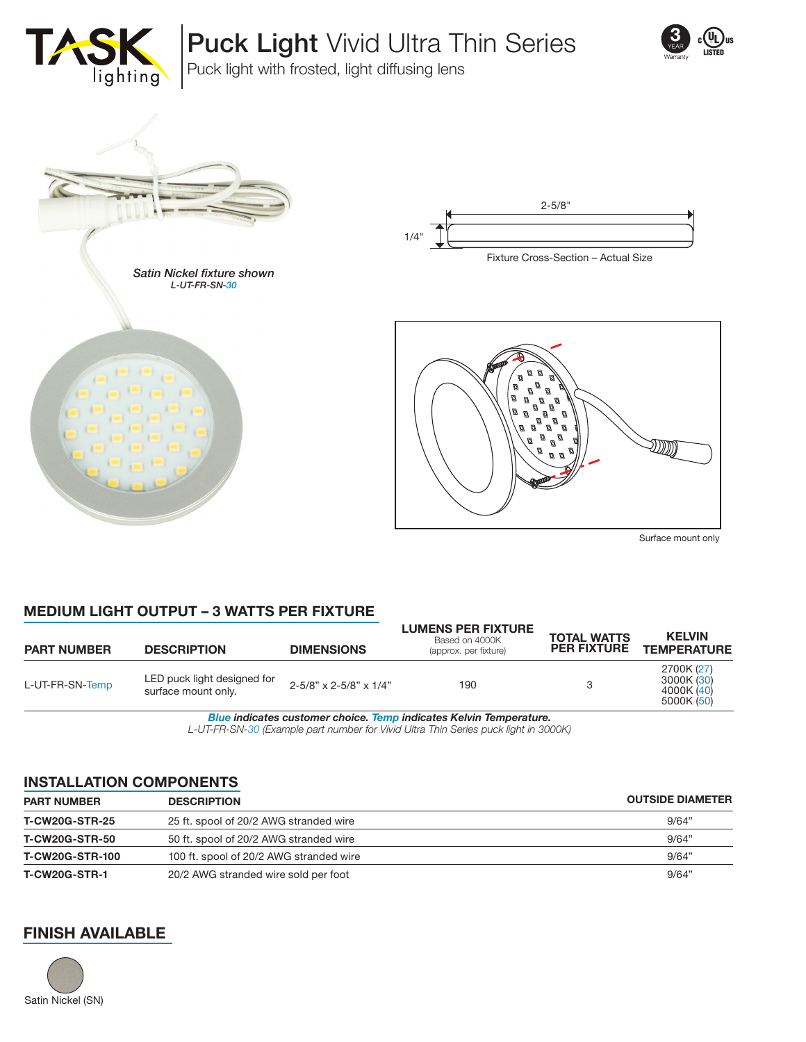# Puck Light Vivid Ultra Thin Series

Puck light with frosted, light diffusing lens

3 YEAR Warranty

*Satin Nickel fixture shown*
*L-UT-FR-SN-30*

2-5/8"

1/4"

Fixture Cross-Section – Actual Size

Surface mount only

## MEDIUM LIGHT OUTPUT – 3 WATTS PER FIXTURE

| PART NUMBER | DESCRIPTION | DIMENSIONS | LUMENS PER FIXTURE Based on 4000K (approx. per fixture) | TOTAL WATTS PER FIXTURE | KELVIN TEMPERATURE |
|---|---|---|---|---|---|
| L-UT-FR-SN-Temp | LED puck light designed for surface mount only. | 2-5/8" x 2-5/8" x 1/4" | 190 | 3 | 2700K (27)<br>3000K (30)<br>4000K (40)<br>5000K (50) |

***Blue** indicates customer choice. **Temp** indicates Kelvin Temperature.*

*L-UT-FR-SN-30 (Example part number for Vivid Ultra Thin Series puck light in 3000K)*

## INSTALLATION COMPONENTS

| PART NUMBER | DESCRIPTION | OUTSIDE DIAMETER |
|---|---|---|
| **T-CW20G-STR-25** | 25 ft. spool of 20/2 AWG stranded wire | 9/64" |
| **T-CW20G-STR-50** | 50 ft. spool of 20/2 AWG stranded wire | 9/64" |
| **T-CW20G-STR-100** | 100 ft. spool of 20/2 AWG stranded wire | 9/64" |
| **T-CW20G-STR-1** | 20/2 AWG stranded wire sold per foot | 9/64" |

## FINISH AVAILABLE

Satin Nickel (SN)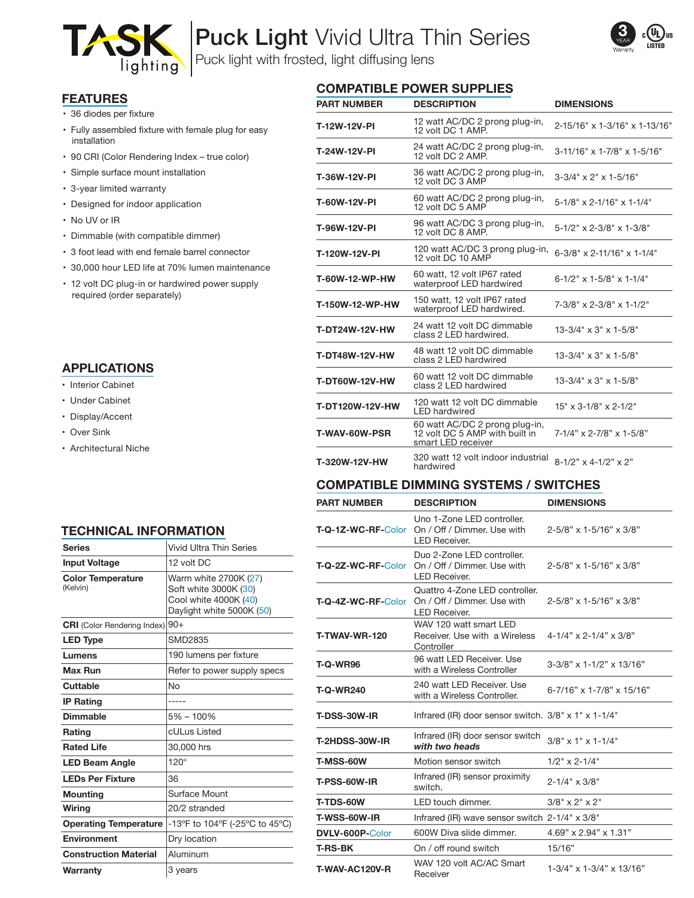# Puck Light Vivid Ultra Thin Series

Puck light with frosted, light diffusing lens

3 YEAR Warranty

c UL us LISTED

## FEATURES

- 36 diodes per fixture
- Fully assembled fixture with female plug for easy installation
- 90 CRI (Color Rendering Index – true color)
- Simple surface mount installation
- 3-year limited warranty
- Designed for indoor application
- No UV or IR
- Dimmable (with compatible dimmer)
- 3 foot lead with end female barrel connector
- 30,000 hour LED life at 70% lumen maintenance
- 12 volt DC plug-in or hardwired power supply required (order separately)

## APPLICATIONS

- Interior Cabinet
- Under Cabinet
- Display/Accent
- Over Sink
- Architectural Niche

## TECHNICAL INFORMATION

| | |
|---|---|
| **Series** | Vivid Ultra Thin Series |
| **Input Voltage** | 12 volt DC |
| **Color Temperature** (Kelvin) | Warm white 2700K (27)<br>Soft white 3000K (30)<br>Cool white 4000K (40)<br>Daylight white 5000K (50) |
| **CRI** (Color Rendering Index) | 90+ |
| **LED Type** | SMD2835 |
| **Lumens** | 190 lumens per fixture |
| **Max Run** | Refer to power supply specs |
| **Cuttable** | No |
| **IP Rating** | ----- |
| **Dimmable** | 5% – 100% |
| **Rating** | cULus Listed |
| **Rated Life** | 30,000 hrs |
| **LED Beam Angle** | 120° |
| **LEDs Per Fixture** | 36 |
| **Mounting** | Surface Mount |
| **Wiring** | 20/2 stranded |
| **Operating Temperature** | -13°F to 104°F (-25°C to 45°C) |
| **Environment** | Dry location |
| **Construction Material** | Aluminum |
| **Warranty** | 3 years |

## COMPATIBLE POWER SUPPLIES

| PART NUMBER | DESCRIPTION | DIMENSIONS |
|---|---|---|
| **T-12W-12V-PI** | 12 watt AC/DC 2 prong plug-in, 12 volt DC 1 AMP. | 2-15/16" x 1-3/16" x 1-13/16" |
| **T-24W-12V-PI** | 24 watt AC/DC 2 prong plug-in, 12 volt DC 2 AMP. | 3-11/16" x 1-7/8" x 1-5/16" |
| **T-36W-12V-PI** | 36 watt AC/DC 2 prong plug-in, 12 volt DC 3 AMP | 3-3/4" x 2" x 1-5/16" |
| **T-60W-12V-PI** | 60 watt AC/DC 2 prong plug-in, 12 volt DC 5 AMP | 5-1/8" x 2-1/16" x 1-1/4" |
| **T-96W-12V-PI** | 96 watt AC/DC 3 prong plug-in, 12 volt DC 8 AMP. | 5-1/2" x 2-3/8" x 1-3/8" |
| **T-120W-12V-PI** | 120 watt AC/DC 3 prong plug-in, 12 volt DC 10 AMP | 6-3/8" x 2-11/16" x 1-1/4" |
| **T-60W-12-WP-HW** | 60 watt, 12 volt IP67 rated waterproof LED hardwired | 6-1/2" x 1-5/8" x 1-1/4" |
| **T-150W-12-WP-HW** | 150 watt, 12 volt IP67 rated waterproof LED hardwired. | 7-3/8" x 2-3/8" x 1-1/2" |
| **T-DT24W-12V-HW** | 24 watt 12 volt DC dimmable class 2 LED hardwired. | 13-3/4" x 3" x 1-5/8" |
| **T-DT48W-12V-HW** | 48 watt 12 volt DC dimmable class 2 LED hardwired | 13-3/4" x 3" x 1-5/8" |
| **T-DT60W-12V-HW** | 60 watt 12 volt DC dimmable class 2 LED hardwired | 13-3/4" x 3" x 1-5/8" |
| **T-DT120W-12V-HW** | 120 watt 12 volt DC dimmable LED hardwired | 15" x 3-1/8" x 2-1/2" |
| **T-WAV-60W-PSR** | 60 watt AC/DC 2 prong plug-in, 12 volt DC 5 AMP with built in smart LED receiver | 7-1/4" x 2-7/8" x 1-5/8" |
| **T-320W-12V-HW** | 320 watt 12 volt indoor industrial hardwired | 8-1/2" x 4-1/2" x 2" |

## COMPATIBLE DIMMING SYSTEMS / SWITCHES

| PART NUMBER | DESCRIPTION | DIMENSIONS |
|---|---|---|
| **T-Q-1Z-WC-RF-**Color | Uno 1-Zone LED controller. On / Off / Dimmer. Use with LED Receiver. | 2-5/8" x 1-5/16" x 3/8" |
| **T-Q-2Z-WC-RF-**Color | Duo 2-Zone LED controller. On / Off / Dimmer. Use with LED Receiver. | 2-5/8" x 1-5/16" x 3/8" |
| **T-Q-4Z-WC-RF-**Color | Quattro 4-Zone LED controller. On / Off / Dimmer. Use with LED Receiver. | 2-5/8" x 1-5/16" x 3/8" |
| **T-TWAV-WR-120** | WAV 120 watt smart LED Receiver. Use with a Wireless Controller | 4-1/4" x 2-1/4" x 3/8" |
| **T-Q-WR96** | 96 watt LED Receiver. Use with a Wireless Controller | 3-3/8" x 1-1/2" x 13/16" |
| **T-Q-WR240** | 240 watt LED Receiver. Use with a Wireless Controller. | 6-7/16" x 1-7/8" x 15/16" |
| **T-DSS-30W-IR** | Infrared (IR) door sensor switch. | 3/8" x 1" x 1-1/4" |
| **T-2HDSS-30W-IR** | Infrared (IR) door sensor switch ***with two heads*** | 3/8" x 1" x 1-1/4" |
| **T-MSS-60W** | Motion sensor switch | 1/2" x 2-1/4" |
| **T-PSS-60W-IR** | Infrared (IR) sensor proximity switch. | 2-1/4" x 3/8" |
| **T-TDS-60W** | LED touch dimmer. | 3/8" x 2" x 2" |
| **T-WSS-60W-IR** | Infrared (IR) wave sensor switch | 2-1/4" x 3/8" |
| **DVLV-600P-**Color | 600W Diva slide dimmer. | 4.69" x 2.94" x 1.31" |
| **T-RS-BK** | On / off round switch | 15/16" |
| **T-WAV-AC120V-R** | WAV 120 volt AC/AC Smart Receiver | 1-3/4" x 1-3/4" x 13/16" |